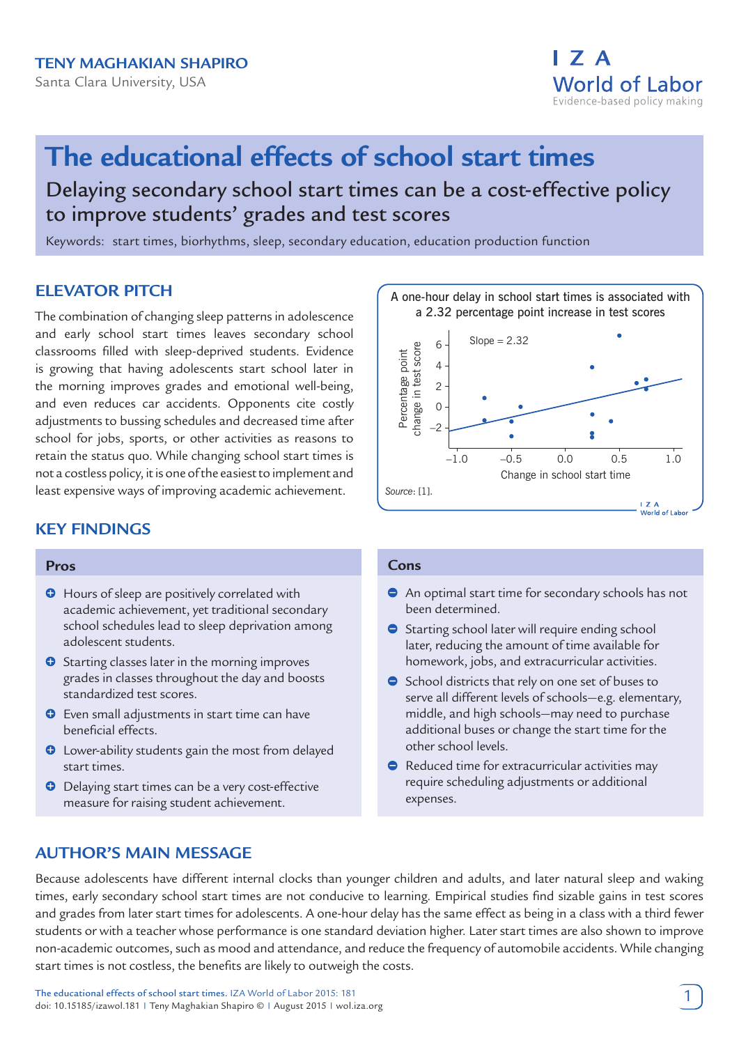**TENY MAGHAKIAN SHAPIRO**
Santa Clara University, USA

IZA World of Labor
Evidence-based policy making

# The educational effects of school start times

## Delaying secondary school start times can be a cost-effective policy to improve students' grades and test scores

Keywords: start times, biorhythms, sleep, secondary education, education production function

## ELEVATOR PITCH

The combination of changing sleep patterns in adolescence and early school start times leaves secondary school classrooms filled with sleep-deprived students. Evidence is growing that having adolescents start school later in the morning improves grades and emotional well-being, and even reduces car accidents. Opponents cite costly adjustments to bussing schedules and decreased time after school for jobs, sports, or other activities as reasons to retain the status quo. While changing school start times is not a costless policy, it is one of the easiest to implement and least expensive ways of improving academic achievement.

A one-hour delay in school start times is associated with a 2.32 percentage point increase in test scores

Slope = 2.32

Percentage point change in test score

6
4
2
0
−2

−1.0
−0.5
0.0
0.5
1.0

Change in school start time

*Source*: [1].

## KEY FINDINGS

**Pros**

- Hours of sleep are positively correlated with academic achievement, yet traditional secondary school schedules lead to sleep deprivation among adolescent students.
- Starting classes later in the morning improves grades in classes throughout the day and boosts standardized test scores.
- Even small adjustments in start time can have beneficial effects.
- Lower-ability students gain the most from delayed start times.
- Delaying start times can be a very cost-effective measure for raising student achievement.

**Cons**

- An optimal start time for secondary schools has not been determined.
- Starting school later will require ending school later, reducing the amount of time available for homework, jobs, and extracurricular activities.
- School districts that rely on one set of buses to serve all different levels of schools—e.g. elementary, middle, and high schools—may need to purchase additional buses or change the start time for the other school levels.
- Reduced time for extracurricular activities may require scheduling adjustments or additional expenses.

## AUTHOR'S MAIN MESSAGE

Because adolescents have different internal clocks than younger children and adults, and later natural sleep and waking times, early secondary school start times are not conducive to learning. Empirical studies find sizable gains in test scores and grades from later start times for adolescents. A one-hour delay has the same effect as being in a class with a third fewer students or with a teacher whose performance is one standard deviation higher. Later start times are also shown to improve non-academic outcomes, such as mood and attendance, and reduce the frequency of automobile accidents. While changing start times is not costless, the benefits are likely to outweigh the costs.

The educational effects of school start times. IZA World of Labor 2015: 181
doi: 10.15185/izawol.181 | Teny Maghakian Shapiro © | August 2015 | wol.iza.org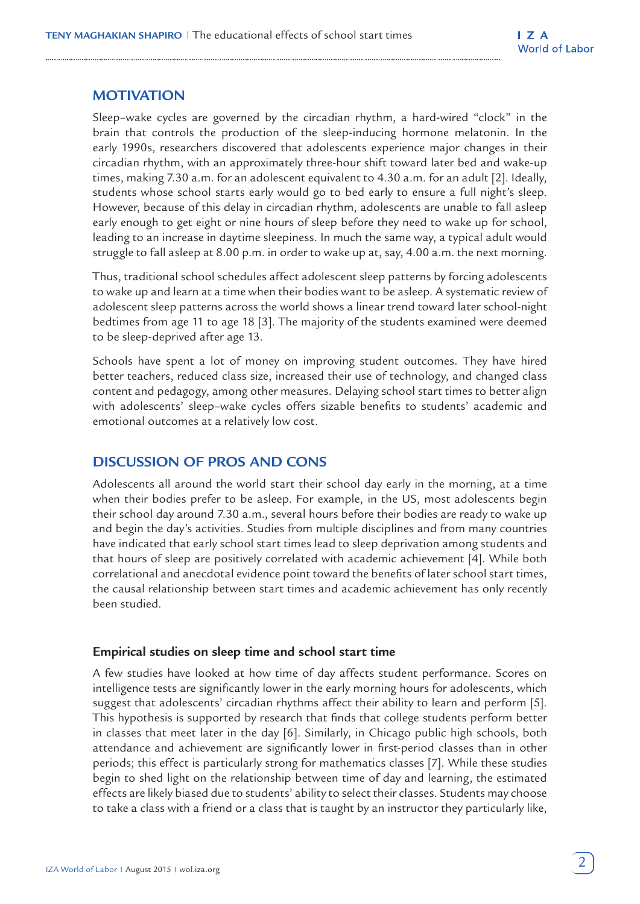## MOTIVATION

Sleep–wake cycles are governed by the circadian rhythm, a hard-wired "clock" in the brain that controls the production of the sleep-inducing hormone melatonin. In the early 1990s, researchers discovered that adolescents experience major changes in their circadian rhythm, with an approximately three-hour shift toward later bed and wake-up times, making 7.30 a.m. for an adolescent equivalent to 4.30 a.m. for an adult [2]. Ideally, students whose school starts early would go to bed early to ensure a full night's sleep. However, because of this delay in circadian rhythm, adolescents are unable to fall asleep early enough to get eight or nine hours of sleep before they need to wake up for school, leading to an increase in daytime sleepiness. In much the same way, a typical adult would struggle to fall asleep at 8.00 p.m. in order to wake up at, say, 4.00 a.m. the next morning.

Thus, traditional school schedules affect adolescent sleep patterns by forcing adolescents to wake up and learn at a time when their bodies want to be asleep. A systematic review of adolescent sleep patterns across the world shows a linear trend toward later school-night bedtimes from age 11 to age 18 [3]. The majority of the students examined were deemed to be sleep-deprived after age 13.

Schools have spent a lot of money on improving student outcomes. They have hired better teachers, reduced class size, increased their use of technology, and changed class content and pedagogy, among other measures. Delaying school start times to better align with adolescents' sleep–wake cycles offers sizable benefits to students' academic and emotional outcomes at a relatively low cost.

## DISCUSSION OF PROS AND CONS

Adolescents all around the world start their school day early in the morning, at a time when their bodies prefer to be asleep. For example, in the US, most adolescents begin their school day around 7.30 a.m., several hours before their bodies are ready to wake up and begin the day's activities. Studies from multiple disciplines and from many countries have indicated that early school start times lead to sleep deprivation among students and that hours of sleep are positively correlated with academic achievement [4]. While both correlational and anecdotal evidence point toward the benefits of later school start times, the causal relationship between start times and academic achievement has only recently been studied.

### Empirical studies on sleep time and school start time

A few studies have looked at how time of day affects student performance. Scores on intelligence tests are significantly lower in the early morning hours for adolescents, which suggest that adolescents' circadian rhythms affect their ability to learn and perform [5]. This hypothesis is supported by research that finds that college students perform better in classes that meet later in the day [6]. Similarly, in Chicago public high schools, both attendance and achievement are significantly lower in first-period classes than in other periods; this effect is particularly strong for mathematics classes [7]. While these studies begin to shed light on the relationship between time of day and learning, the estimated effects are likely biased due to students' ability to select their classes. Students may choose to take a class with a friend or a class that is taught by an instructor they particularly like,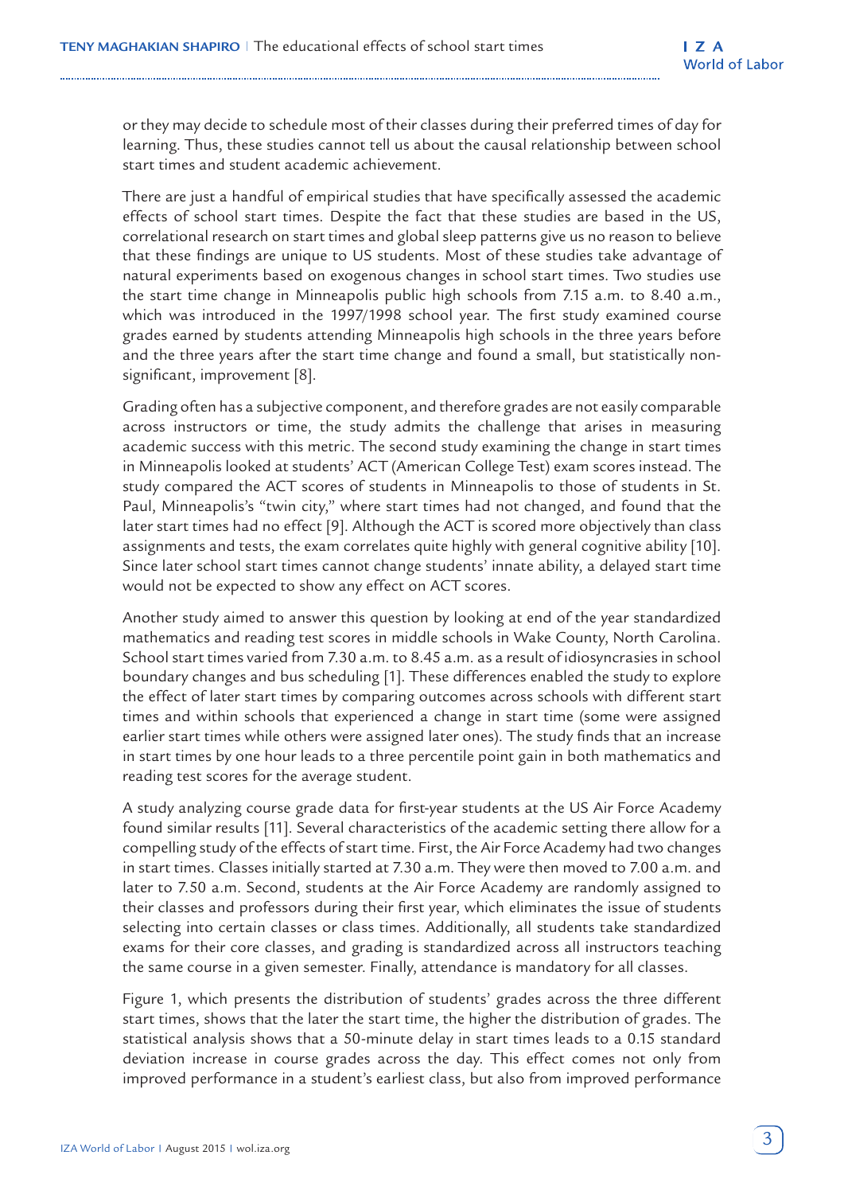or they may decide to schedule most of their classes during their preferred times of day for learning. Thus, these studies cannot tell us about the causal relationship between school start times and student academic achievement.

There are just a handful of empirical studies that have specifically assessed the academic effects of school start times. Despite the fact that these studies are based in the US, correlational research on start times and global sleep patterns give us no reason to believe that these findings are unique to US students. Most of these studies take advantage of natural experiments based on exogenous changes in school start times. Two studies use the start time change in Minneapolis public high schools from 7.15 a.m. to 8.40 a.m., which was introduced in the 1997/1998 school year. The first study examined course grades earned by students attending Minneapolis high schools in the three years before and the three years after the start time change and found a small, but statistically non-significant, improvement [8].

Grading often has a subjective component, and therefore grades are not easily comparable across instructors or time, the study admits the challenge that arises in measuring academic success with this metric. The second study examining the change in start times in Minneapolis looked at students' ACT (American College Test) exam scores instead. The study compared the ACT scores of students in Minneapolis to those of students in St. Paul, Minneapolis's "twin city," where start times had not changed, and found that the later start times had no effect [9]. Although the ACT is scored more objectively than class assignments and tests, the exam correlates quite highly with general cognitive ability [10]. Since later school start times cannot change students' innate ability, a delayed start time would not be expected to show any effect on ACT scores.

Another study aimed to answer this question by looking at end of the year standardized mathematics and reading test scores in middle schools in Wake County, North Carolina. School start times varied from 7.30 a.m. to 8.45 a.m. as a result of idiosyncrasies in school boundary changes and bus scheduling [1]. These differences enabled the study to explore the effect of later start times by comparing outcomes across schools with different start times and within schools that experienced a change in start time (some were assigned earlier start times while others were assigned later ones). The study finds that an increase in start times by one hour leads to a three percentile point gain in both mathematics and reading test scores for the average student.

A study analyzing course grade data for first-year students at the US Air Force Academy found similar results [11]. Several characteristics of the academic setting there allow for a compelling study of the effects of start time. First, the Air Force Academy had two changes in start times. Classes initially started at 7.30 a.m. They were then moved to 7.00 a.m. and later to 7.50 a.m. Second, students at the Air Force Academy are randomly assigned to their classes and professors during their first year, which eliminates the issue of students selecting into certain classes or class times. Additionally, all students take standardized exams for their core classes, and grading is standardized across all instructors teaching the same course in a given semester. Finally, attendance is mandatory for all classes.

Figure 1, which presents the distribution of students' grades across the three different start times, shows that the later the start time, the higher the distribution of grades. The statistical analysis shows that a 50-minute delay in start times leads to a 0.15 standard deviation increase in course grades across the day. This effect comes not only from improved performance in a student's earliest class, but also from improved performance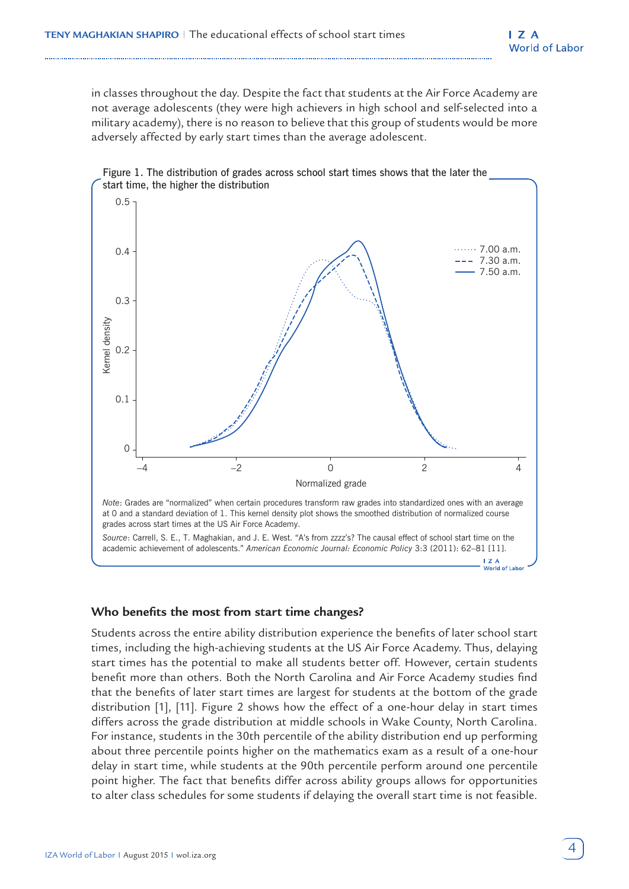in classes throughout the day. Despite the fact that students at the Air Force Academy are not average adolescents (they were high achievers in high school and self-selected into a military academy), there is no reason to believe that this group of students would be more adversely affected by early start times than the average adolescent.

Figure 1. The distribution of grades across school start times shows that the later the start time, the higher the distribution

0.5
0.4
0.3
0.2
0.1
0
Kernel density
–4
–2
0
2
4
Normalized grade
7.00 a.m.
7.30 a.m.
7.50 a.m.

*Note*: Grades are "normalized" when certain procedures transform raw grades into standardized ones with an average at 0 and a standard deviation of 1. This kernel density plot shows the smoothed distribution of normalized course grades across start times at the US Air Force Academy.

*Source*: Carrell, S. E., T. Maghakian, and J. E. West. "A's from zzzz's? The causal effect of school start time on the academic achievement of adolescents." *American Economic Journal: Economic Policy* 3:3 (2011): 62–81 [11].

## Who benefits the most from start time changes?

Students across the entire ability distribution experience the benefits of later school start times, including the high-achieving students at the US Air Force Academy. Thus, delaying start times has the potential to make all students better off. However, certain students benefit more than others. Both the North Carolina and Air Force Academy studies find that the benefits of later start times are largest for students at the bottom of the grade distribution [1], [11]. Figure 2 shows how the effect of a one-hour delay in start times differs across the grade distribution at middle schools in Wake County, North Carolina. For instance, students in the 30th percentile of the ability distribution end up performing about three percentile points higher on the mathematics exam as a result of a one-hour delay in start time, while students at the 90th percentile perform around one percentile point higher. The fact that benefits differ across ability groups allows for opportunities to alter class schedules for some students if delaying the overall start time is not feasible.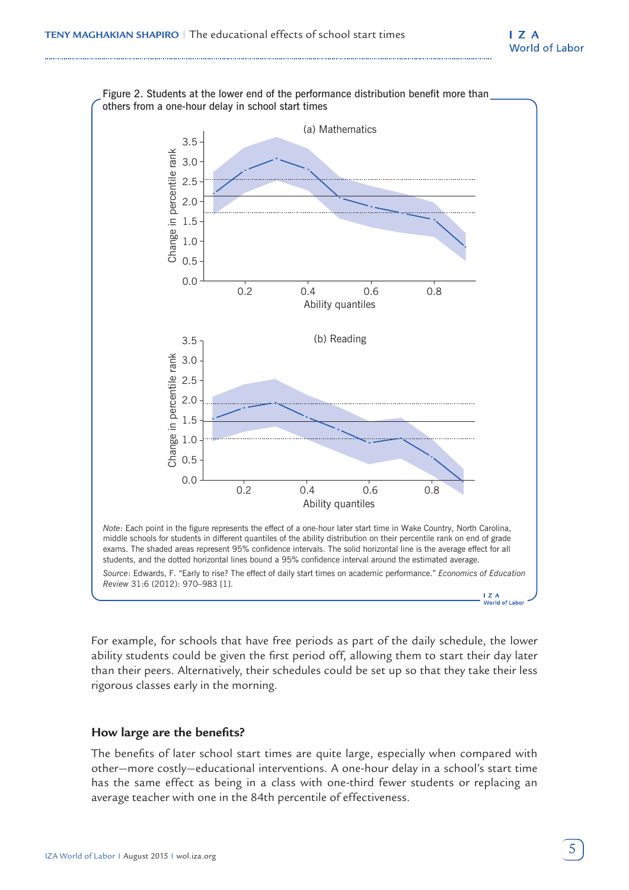Figure 2. Students at the lower end of the performance distribution benefit more than others from a one-hour delay in school start times

(a) Mathematics

Change in percentile rank

3.5
3.0
2.5
2.0
1.5
1.0
0.5
0.0

0.2
0.4
0.6
0.8

Ability quantiles

(b) Reading

Change in percentile rank

3.5
3.0
2.5
2.0
1.5
1.0
0.5
0.0

0.2
0.4
0.6
0.8

Ability quantiles

*Note*: Each point in the figure represents the effect of a one-hour later start time in Wake Country, North Carolina, middle schools for students in different quantiles of the ability distribution on their percentile rank on end of grade exams. The shaded areas represent 95% confidence intervals. The solid horizontal line is the average effect for all students, and the dotted horizontal lines bound a 95% confidence interval around the estimated average.

*Source*: Edwards, F. "Early to rise? The effect of daily start times on academic performance." *Economics of Education Review* 31:6 (2012): 970–983 [1].

For example, for schools that have free periods as part of the daily schedule, the lower ability students could be given the first period off, allowing them to start their day later than their peers. Alternatively, their schedules could be set up so that they take their less rigorous classes early in the morning.

## How large are the benefits?

The benefits of later school start times are quite large, especially when compared with other—more costly—educational interventions. A one-hour delay in a school's start time has the same effect as being in a class with one-third fewer students or replacing an average teacher with one in the 84th percentile of effectiveness.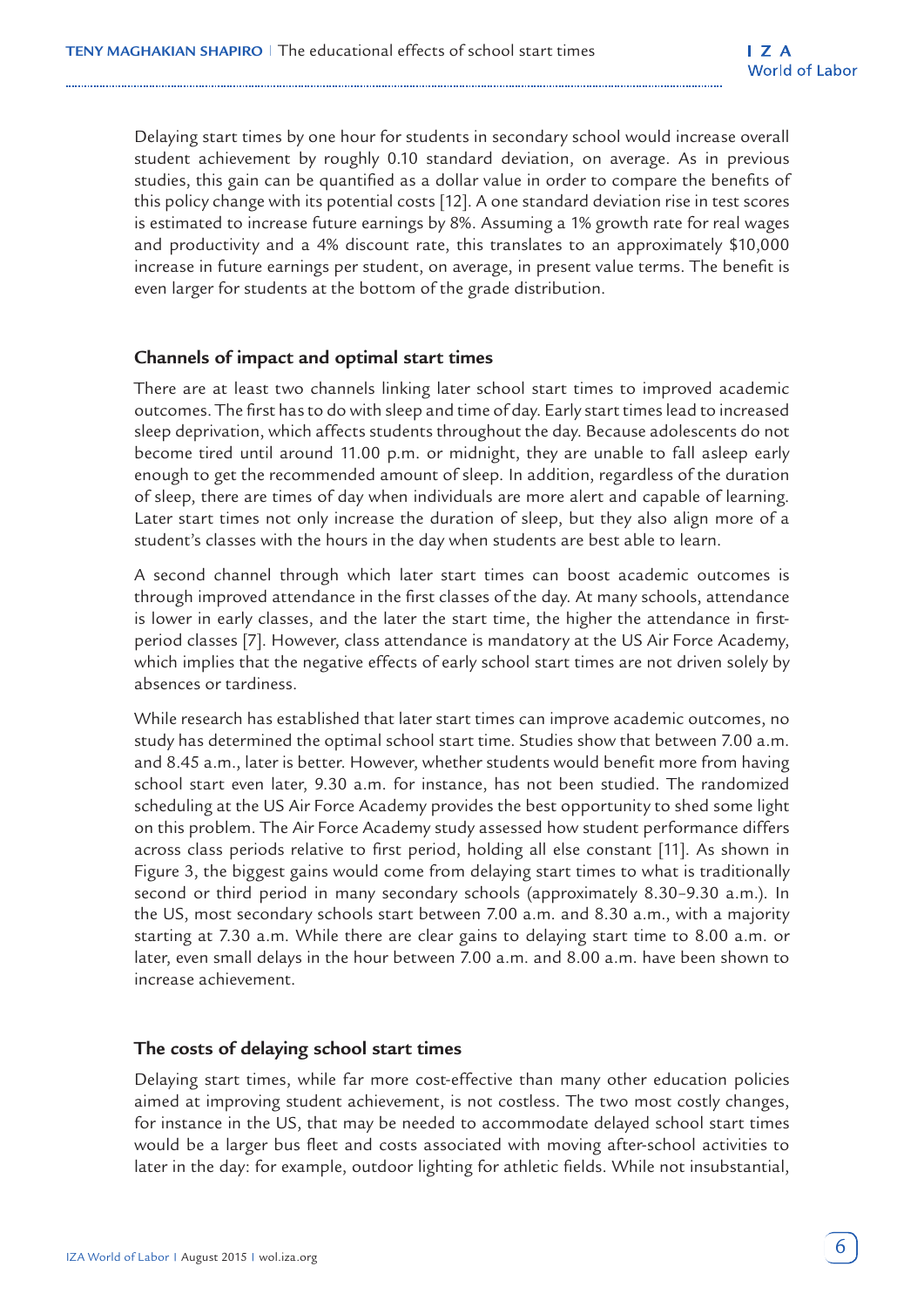Delaying start times by one hour for students in secondary school would increase overall student achievement by roughly 0.10 standard deviation, on average. As in previous studies, this gain can be quantified as a dollar value in order to compare the benefits of this policy change with its potential costs [12]. A one standard deviation rise in test scores is estimated to increase future earnings by 8%. Assuming a 1% growth rate for real wages and productivity and a 4% discount rate, this translates to an approximately $10,000 increase in future earnings per student, on average, in present value terms. The benefit is even larger for students at the bottom of the grade distribution.

## Channels of impact and optimal start times

There are at least two channels linking later school start times to improved academic outcomes. The first has to do with sleep and time of day. Early start times lead to increased sleep deprivation, which affects students throughout the day. Because adolescents do not become tired until around 11.00 p.m. or midnight, they are unable to fall asleep early enough to get the recommended amount of sleep. In addition, regardless of the duration of sleep, there are times of day when individuals are more alert and capable of learning. Later start times not only increase the duration of sleep, but they also align more of a student's classes with the hours in the day when students are best able to learn.

A second channel through which later start times can boost academic outcomes is through improved attendance in the first classes of the day. At many schools, attendance is lower in early classes, and the later the start time, the higher the attendance in first-period classes [7]. However, class attendance is mandatory at the US Air Force Academy, which implies that the negative effects of early school start times are not driven solely by absences or tardiness.

While research has established that later start times can improve academic outcomes, no study has determined the optimal school start time. Studies show that between 7.00 a.m. and 8.45 a.m., later is better. However, whether students would benefit more from having school start even later, 9.30 a.m. for instance, has not been studied. The randomized scheduling at the US Air Force Academy provides the best opportunity to shed some light on this problem. The Air Force Academy study assessed how student performance differs across class periods relative to first period, holding all else constant [11]. As shown in Figure 3, the biggest gains would come from delaying start times to what is traditionally second or third period in many secondary schools (approximately 8.30–9.30 a.m.). In the US, most secondary schools start between 7.00 a.m. and 8.30 a.m., with a majority starting at 7.30 a.m. While there are clear gains to delaying start time to 8.00 a.m. or later, even small delays in the hour between 7.00 a.m. and 8.00 a.m. have been shown to increase achievement.

## The costs of delaying school start times

Delaying start times, while far more cost-effective than many other education policies aimed at improving student achievement, is not costless. The two most costly changes, for instance in the US, that may be needed to accommodate delayed school start times would be a larger bus fleet and costs associated with moving after-school activities to later in the day: for example, outdoor lighting for athletic fields. While not insubstantial,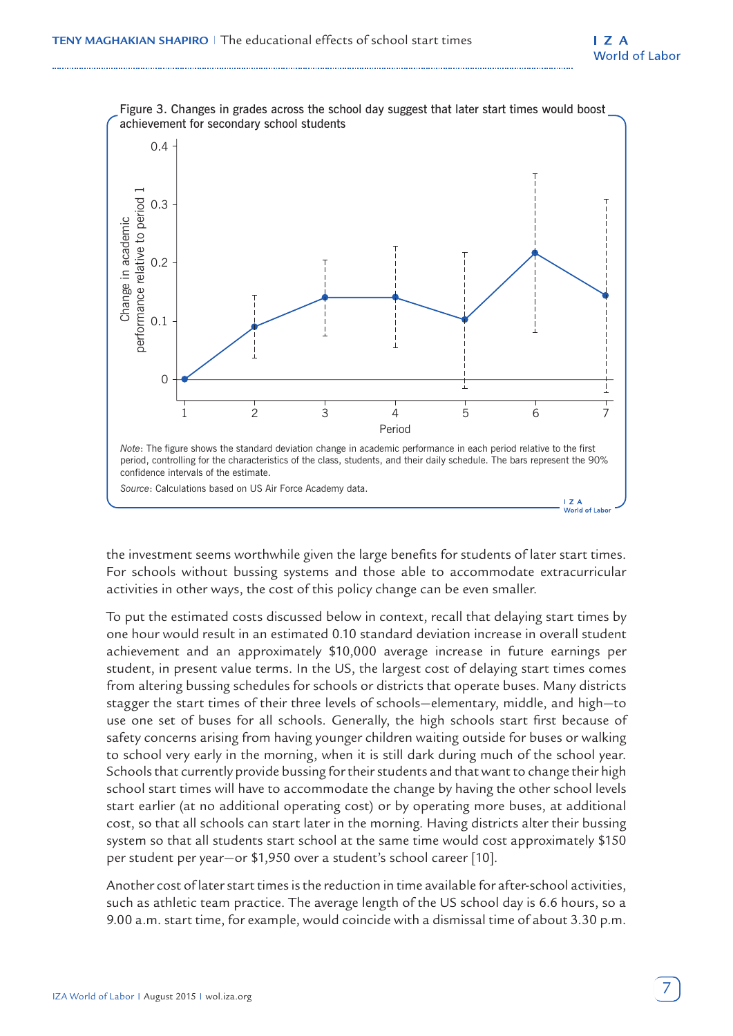Figure 3. Changes in grades across the school day suggest that later start times would boost achievement for secondary school students

Change in academic performance relative to period 1

0.4
0.3
0.2
0.1
0

1 2 3 4 5 6 7

Period

*Note*: The figure shows the standard deviation change in academic performance in each period relative to the first period, controlling for the characteristics of the class, students, and their daily schedule. The bars represent the 90% confidence intervals of the estimate.

*Source*: Calculations based on US Air Force Academy data.

the investment seems worthwhile given the large benefits for students of later start times. For schools without bussing systems and those able to accommodate extracurricular activities in other ways, the cost of this policy change can be even smaller.

To put the estimated costs discussed below in context, recall that delaying start times by one hour would result in an estimated 0.10 standard deviation increase in overall student achievement and an approximately $10,000 average increase in future earnings per student, in present value terms. In the US, the largest cost of delaying start times comes from altering bussing schedules for schools or districts that operate buses. Many districts stagger the start times of their three levels of schools—elementary, middle, and high—to use one set of buses for all schools. Generally, the high schools start first because of safety concerns arising from having younger children waiting outside for buses or walking to school very early in the morning, when it is still dark during much of the school year. Schools that currently provide bussing for their students and that want to change their high school start times will have to accommodate the change by having the other school levels start earlier (at no additional operating cost) or by operating more buses, at additional cost, so that all schools can start later in the morning. Having districts alter their bussing system so that all students start school at the same time would cost approximately $150 per student per year—or $1,950 over a student's school career [10].

Another cost of later start times is the reduction in time available for after-school activities, such as athletic team practice. The average length of the US school day is 6.6 hours, so a 9.00 a.m. start time, for example, would coincide with a dismissal time of about 3.30 p.m.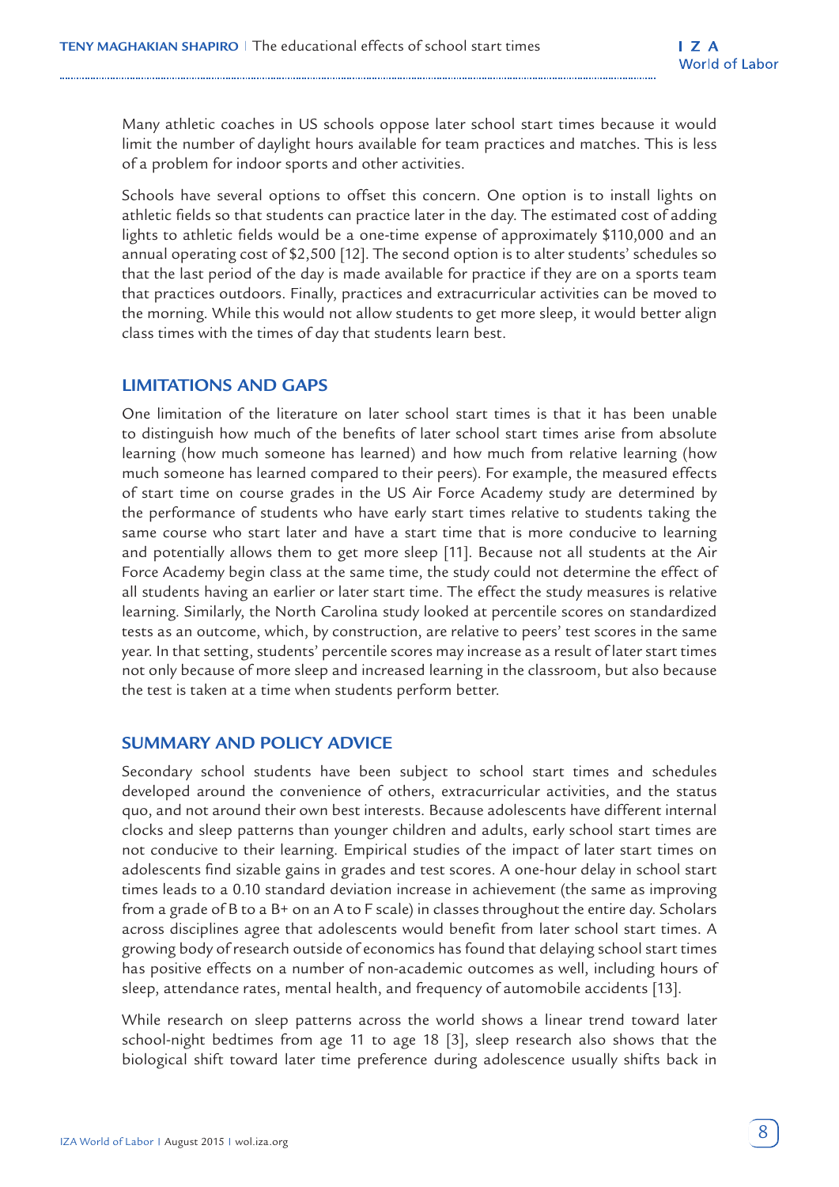Many athletic coaches in US schools oppose later school start times because it would limit the number of daylight hours available for team practices and matches. This is less of a problem for indoor sports and other activities.

Schools have several options to offset this concern. One option is to install lights on athletic fields so that students can practice later in the day. The estimated cost of adding lights to athletic fields would be a one-time expense of approximately $110,000 and an annual operating cost of $2,500 [12]. The second option is to alter students' schedules so that the last period of the day is made available for practice if they are on a sports team that practices outdoors. Finally, practices and extracurricular activities can be moved to the morning. While this would not allow students to get more sleep, it would better align class times with the times of day that students learn best.

## LIMITATIONS AND GAPS

One limitation of the literature on later school start times is that it has been unable to distinguish how much of the benefits of later school start times arise from absolute learning (how much someone has learned) and how much from relative learning (how much someone has learned compared to their peers). For example, the measured effects of start time on course grades in the US Air Force Academy study are determined by the performance of students who have early start times relative to students taking the same course who start later and have a start time that is more conducive to learning and potentially allows them to get more sleep [11]. Because not all students at the Air Force Academy begin class at the same time, the study could not determine the effect of all students having an earlier or later start time. The effect the study measures is relative learning. Similarly, the North Carolina study looked at percentile scores on standardized tests as an outcome, which, by construction, are relative to peers' test scores in the same year. In that setting, students' percentile scores may increase as a result of later start times not only because of more sleep and increased learning in the classroom, but also because the test is taken at a time when students perform better.

## SUMMARY AND POLICY ADVICE

Secondary school students have been subject to school start times and schedules developed around the convenience of others, extracurricular activities, and the status quo, and not around their own best interests. Because adolescents have different internal clocks and sleep patterns than younger children and adults, early school start times are not conducive to their learning. Empirical studies of the impact of later start times on adolescents find sizable gains in grades and test scores. A one-hour delay in school start times leads to a 0.10 standard deviation increase in achievement (the same as improving from a grade of B to a B+ on an A to F scale) in classes throughout the entire day. Scholars across disciplines agree that adolescents would benefit from later school start times. A growing body of research outside of economics has found that delaying school start times has positive effects on a number of non-academic outcomes as well, including hours of sleep, attendance rates, mental health, and frequency of automobile accidents [13].

While research on sleep patterns across the world shows a linear trend toward later school-night bedtimes from age 11 to age 18 [3], sleep research also shows that the biological shift toward later time preference during adolescence usually shifts back in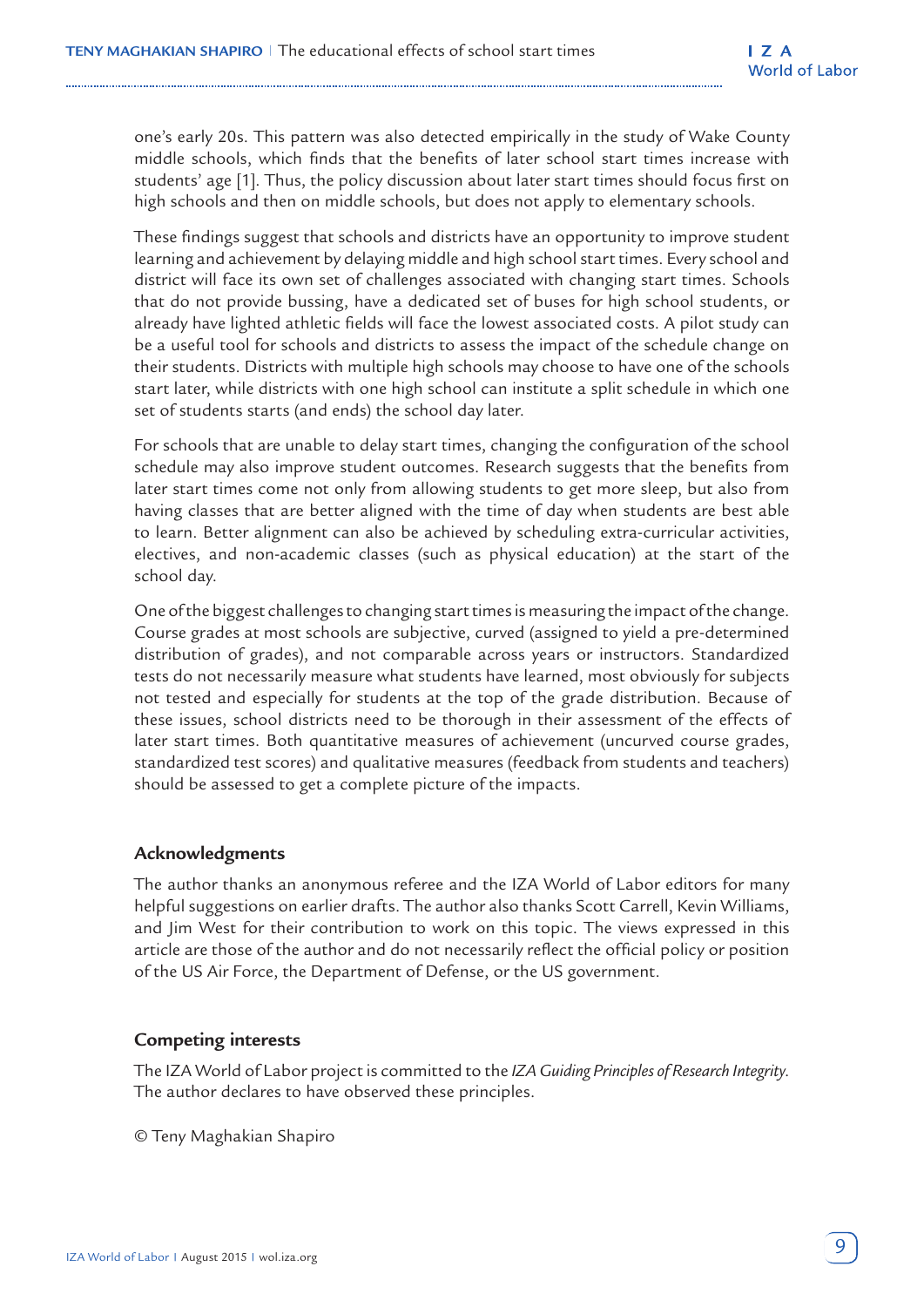one's early 20s. This pattern was also detected empirically in the study of Wake County middle schools, which finds that the benefits of later school start times increase with students' age [1]. Thus, the policy discussion about later start times should focus first on high schools and then on middle schools, but does not apply to elementary schools.

These findings suggest that schools and districts have an opportunity to improve student learning and achievement by delaying middle and high school start times. Every school and district will face its own set of challenges associated with changing start times. Schools that do not provide bussing, have a dedicated set of buses for high school students, or already have lighted athletic fields will face the lowest associated costs. A pilot study can be a useful tool for schools and districts to assess the impact of the schedule change on their students. Districts with multiple high schools may choose to have one of the schools start later, while districts with one high school can institute a split schedule in which one set of students starts (and ends) the school day later.

For schools that are unable to delay start times, changing the configuration of the school schedule may also improve student outcomes. Research suggests that the benefits from later start times come not only from allowing students to get more sleep, but also from having classes that are better aligned with the time of day when students are best able to learn. Better alignment can also be achieved by scheduling extra-curricular activities, electives, and non-academic classes (such as physical education) at the start of the school day.

One of the biggest challenges to changing start times is measuring the impact of the change. Course grades at most schools are subjective, curved (assigned to yield a pre-determined distribution of grades), and not comparable across years or instructors. Standardized tests do not necessarily measure what students have learned, most obviously for subjects not tested and especially for students at the top of the grade distribution. Because of these issues, school districts need to be thorough in their assessment of the effects of later start times. Both quantitative measures of achievement (uncurved course grades, standardized test scores) and qualitative measures (feedback from students and teachers) should be assessed to get a complete picture of the impacts.

### Acknowledgments

The author thanks an anonymous referee and the IZA World of Labor editors for many helpful suggestions on earlier drafts. The author also thanks Scott Carrell, Kevin Williams, and Jim West for their contribution to work on this topic. The views expressed in this article are those of the author and do not necessarily reflect the official policy or position of the US Air Force, the Department of Defense, or the US government.

### Competing interests

The IZA World of Labor project is committed to the *IZA Guiding Principles of Research Integrity*. The author declares to have observed these principles.

© Teny Maghakian Shapiro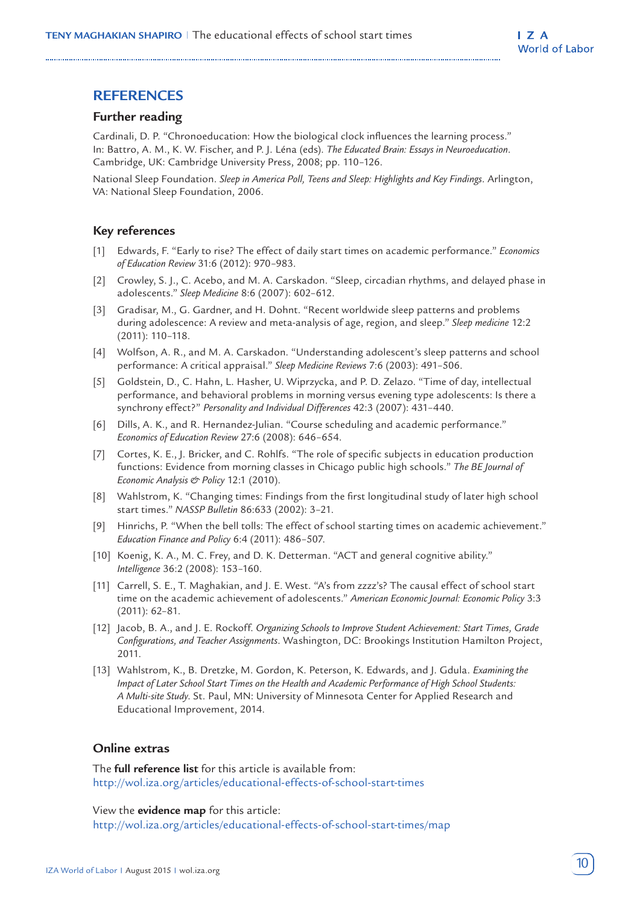## REFERENCES

### Further reading

Cardinali, D. P. "Chronoeducation: How the biological clock influences the learning process." In: Battro, A. M., K. W. Fischer, and P. J. Léna (eds). *The Educated Brain: Essays in Neuroeducation*. Cambridge, UK: Cambridge University Press, 2008; pp. 110–126.

National Sleep Foundation. *Sleep in America Poll, Teens and Sleep: Highlights and Key Findings*. Arlington, VA: National Sleep Foundation, 2006.

### Key references

[1] Edwards, F. "Early to rise? The effect of daily start times on academic performance." *Economics of Education Review* 31:6 (2012): 970–983.

[2] Crowley, S. J., C. Acebo, and M. A. Carskadon. "Sleep, circadian rhythms, and delayed phase in adolescents." *Sleep Medicine* 8:6 (2007): 602–612.

[3] Gradisar, M., G. Gardner, and H. Dohnt. "Recent worldwide sleep patterns and problems during adolescence: A review and meta-analysis of age, region, and sleep." *Sleep medicine* 12:2 (2011): 110–118.

[4] Wolfson, A. R., and M. A. Carskadon. "Understanding adolescent's sleep patterns and school performance: A critical appraisal." *Sleep Medicine Reviews* 7:6 (2003): 491–506.

[5] Goldstein, D., C. Hahn, L. Hasher, U. Wiprzycka, and P. D. Zelazo. "Time of day, intellectual performance, and behavioral problems in morning versus evening type adolescents: Is there a synchrony effect?" *Personality and Individual Differences* 42:3 (2007): 431–440.

[6] Dills, A. K., and R. Hernandez-Julian. "Course scheduling and academic performance." *Economics of Education Review* 27:6 (2008): 646–654.

[7] Cortes, K. E., J. Bricker, and C. Rohlfs. "The role of specific subjects in education production functions: Evidence from morning classes in Chicago public high schools." *The BE Journal of Economic Analysis & Policy* 12:1 (2010).

[8] Wahlstrom, K. "Changing times: Findings from the first longitudinal study of later high school start times." *NASSP Bulletin* 86:633 (2002): 3–21.

[9] Hinrichs, P. "When the bell tolls: The effect of school starting times on academic achievement." *Education Finance and Policy* 6:4 (2011): 486–507.

[10] Koenig, K. A., M. C. Frey, and D. K. Detterman. "ACT and general cognitive ability." *Intelligence* 36:2 (2008): 153–160.

[11] Carrell, S. E., T. Maghakian, and J. E. West. "A's from zzzz's? The causal effect of school start time on the academic achievement of adolescents." *American Economic Journal: Economic Policy* 3:3 (2011): 62–81.

[12] Jacob, B. A., and J. E. Rockoff. *Organizing Schools to Improve Student Achievement: Start Times, Grade Configurations, and Teacher Assignments*. Washington, DC: Brookings Institution Hamilton Project, 2011.

[13] Wahlstrom, K., B. Dretzke, M. Gordon, K. Peterson, K. Edwards, and J. Gdula. *Examining the Impact of Later School Start Times on the Health and Academic Performance of High School Students: A Multi-site Study*. St. Paul, MN: University of Minnesota Center for Applied Research and Educational Improvement, 2014.

### Online extras

The **full reference list** for this article is available from:
http://wol.iza.org/articles/educational-effects-of-school-start-times

View the **evidence map** for this article:
http://wol.iza.org/articles/educational-effects-of-school-start-times/map